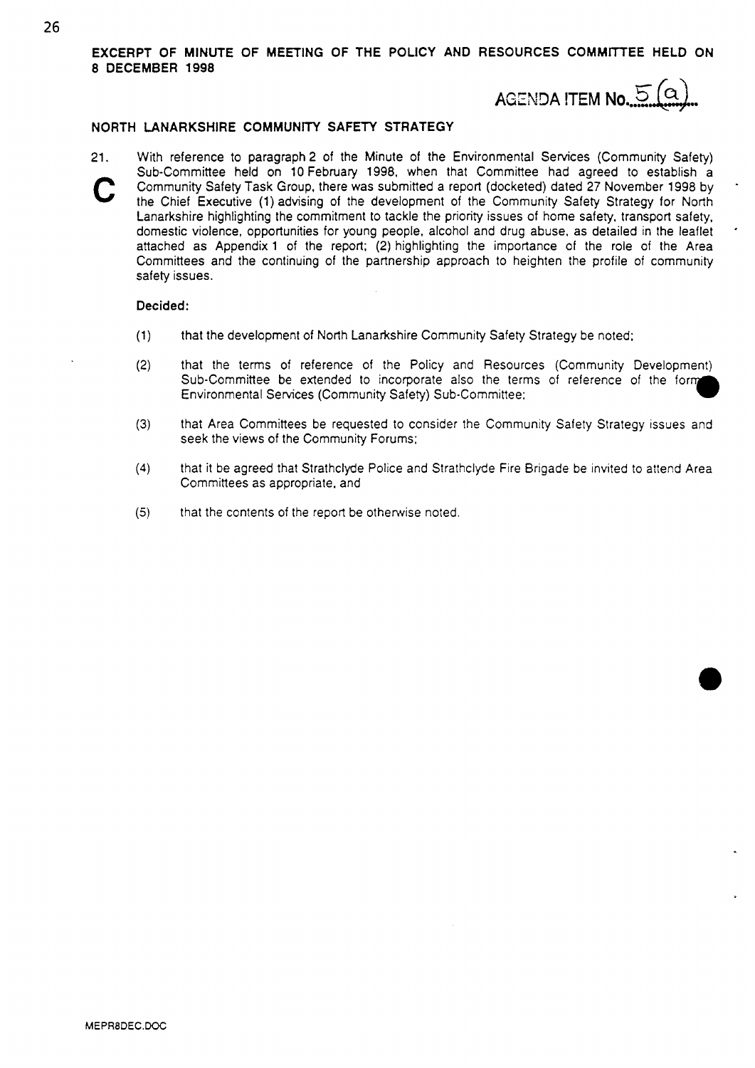**EXCERPT OF MINUTE OF MEETING OF THE POLICY AND RESOURCES COMMITTEE HELD ON 8 DECEMBER 1998**

**AGENDA ITEM No. 5(a)**

**NORTH LANARKSHIRE COMMUNITY SAFETY STRATEGY**

21. With reference to paragraph 2 of the Minute of the Environmental Services (Community Safety) Sub-Committee held on 10 February 1998, when that Committee had agreed to establish a Community Safety Task Group, there was submitted a report (docketed) dated 27 November 1998 by the Chief Executive (1) advising of the development of the Community Safety Strategy for North Lanarkshire highlighting the commitment to tackle the priority issues of home safety, transport safety, domestic violence, opportunities for young people, alcohol and drug abuse, as detailed in the leaflet attached as Appendix 1 of the report; (2) highlighting the importance of the role of the Area Committees and the continuing of the partnership approach to heighten the profile of community safety issues.

**C**

**Decided:**

(1) that the development of North Lanarkshire Community Safety Strategy be noted;

(2) that the terms of reference of the Policy and Resources (Community Development) Sub-Committee be extended to incorporate also the terms of reference of the former Environmental Services (Community Safety) Sub-Committee;

(3) that Area Committees be requested to consider the Community Safety Strategy issues and seek the views of the Community Forums;

(4) that it be agreed that Strathclyde Police and Strathclyde Fire Brigade be invited to attend Area Committees as appropriate, and

(5) that the contents of the report be otherwise noted.

MEPR8DEC.DOC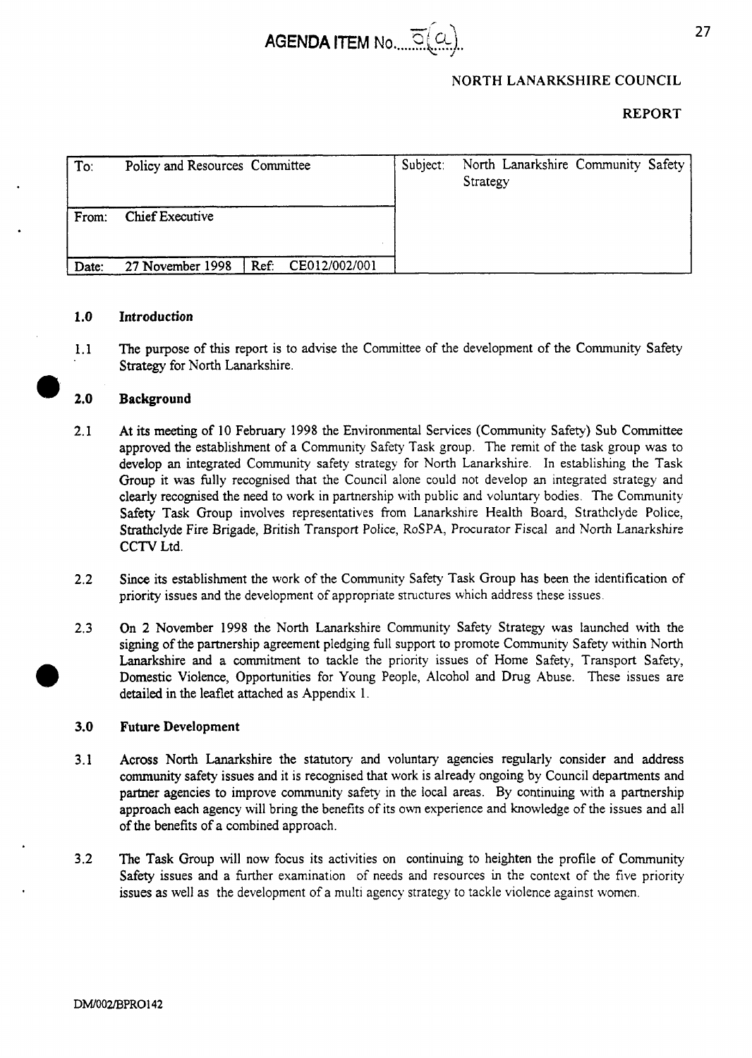**AGENDA ITEM No. 5(a)**

NORTH LANARKSHIRE COUNCIL

**REPORT**

| To: Policy and Resources Committee | | Subject: North Lanarkshire Community Safety Strategy |
|---|---|---|
| From: Chief Executive | | |
| Date: 27 November 1998 | Ref: CE012/002/001 | |

### 1.0 Introduction

1.1 The purpose of this report is to advise the Committee of the development of the Community Safety Strategy for North Lanarkshire.

### 2.0 Background

2.1 At its meeting of 10 February 1998 the Environmental Services (Community Safety) Sub Committee approved the establishment of a Community Safety Task group. The remit of the task group was to develop an integrated Community safety strategy for North Lanarkshire. In establishing the Task Group it was fully recognised that the Council alone could not develop an integrated strategy and clearly recognised the need to work in partnership with public and voluntary bodies. The Community Safety Task Group involves representatives from Lanarkshire Health Board, Strathclyde Police, Strathclyde Fire Brigade, British Transport Police, RoSPA, Procurator Fiscal and North Lanarkshire CCTV Ltd.

2.2 Since its establishment the work of the Community Safety Task Group has been the identification of priority issues and the development of appropriate structures which address these issues.

2.3 On 2 November 1998 the North Lanarkshire Community Safety Strategy was launched with the signing of the partnership agreement pledging full support to promote Community Safety within North Lanarkshire and a commitment to tackle the priority issues of Home Safety, Transport Safety, Domestic Violence, Opportunities for Young People, Alcohol and Drug Abuse. These issues are detailed in the leaflet attached as Appendix 1.

### 3.0 Future Development

3.1 Across North Lanarkshire the statutory and voluntary agencies regularly consider and address community safety issues and it is recognised that work is already ongoing by Council departments and partner agencies to improve community safety in the local areas. By continuing with a partnership approach each agency will bring the benefits of its own experience and knowledge of the issues and all of the benefits of a combined approach.

3.2 The Task Group will now focus its activities on continuing to heighten the profile of Community Safety issues and a further examination of needs and resources in the context of the five priority issues as well as the development of a multi agency strategy to tackle violence against women.

DM/002/BPRO142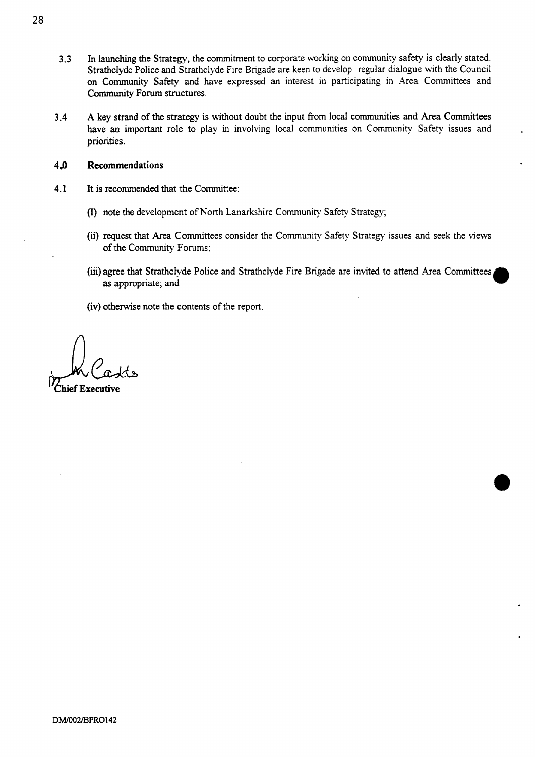3.3 In launching the Strategy, the commitment to corporate working on community safety is clearly stated. Strathclyde Police and Strathclyde Fire Brigade are keen to develop regular dialogue with the Council on Community Safety and have expressed an interest in participating in Area Committees and Community Forum structures.

3.4 A key strand of the strategy is without doubt the input from local communities and Area Committees have an important role to play in involving local communities on Community Safety issues and priorities.

## 4.0 Recommendations

4.1 It is recommended that the Committee:

(I) note the development of North Lanarkshire Community Safety Strategy;

(ii) request that Area Committees consider the Community Safety Strategy issues and seek the views of the Community Forums;

(iii) agree that Strathclyde Police and Strathclyde Fire Brigade are invited to attend Area Committees as appropriate; and

(iv) otherwise note the contents of the report.

**Chief Executive**

DM/002/BPRO142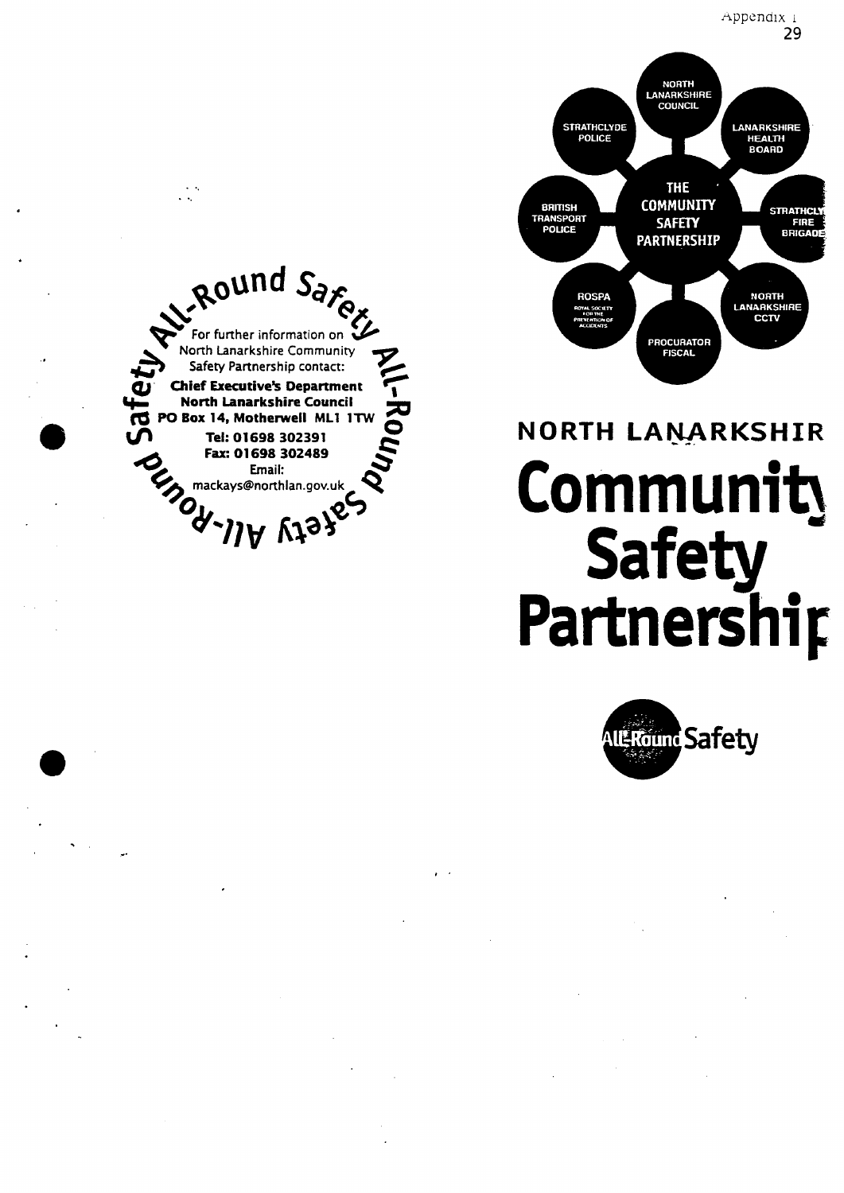Appendix 1

All-Round Safety All-Round Safety All-Round Safety All-Round

For further information on North Lanarkshire Community Safety Partnership contact:

**Chief Executive's Department**
**North Lanarkshire Council**
**PO Box 14, Motherwell ML1 1TW**
**Tel: 01698 302391**
**Fax: 01698 302489**
**Email:**
mackays@northlan.gov.uk

NORTH LANARKSHIRE COUNCIL

STRATHCLYDE POLICE

LANARKSHIRE HEALTH BOARD

BRITISH TRANSPORT POLICE

THE COMMUNITY SAFETY PARTNERSHIP

STRATHCLYDE FIRE BRIGADE

ROSPA ROYAL SOCIETY FOR THE PREVENTION OF ACCIDENTS

NORTH LANARKSHIRE CCTV

PROCURATOR FISCAL

## NORTH LANARKSHIR

# Communit Safety Partnershir

All-Round Safety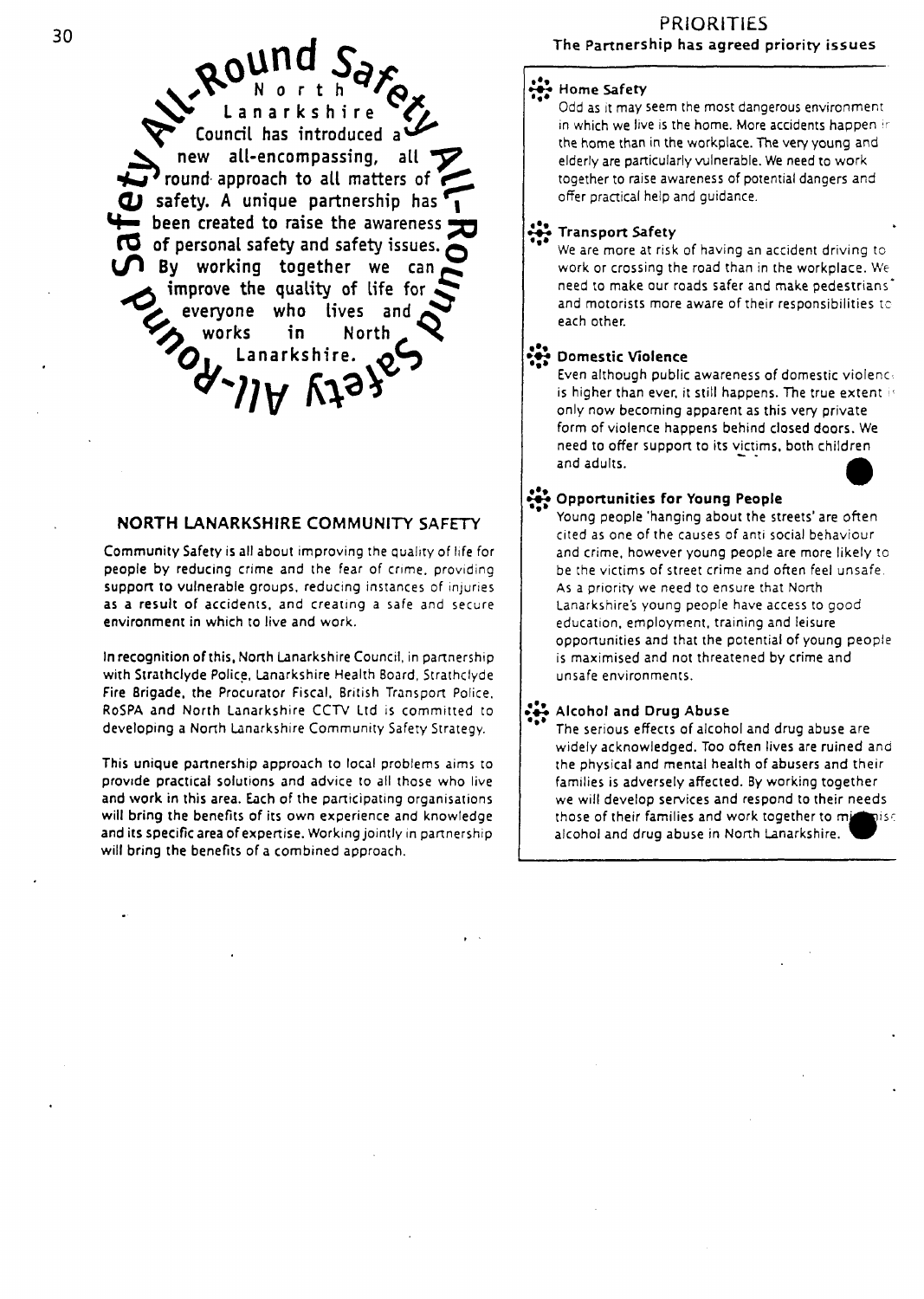North Lanarkshire Council has introduced a new all-encompassing, all round approach to all matters of safety. A unique partnership has been created to raise the awareness of personal safety and safety issues. By working together we can improve the quality of life for everyone who lives and works in North Lanarkshire.

## NORTH LANARKSHIRE COMMUNITY SAFETY

Community Safety is all about improving the quality of life for people by reducing crime and the fear of crime, providing support to vulnerable groups, reducing instances of injuries as a result of accidents, and creating a safe and secure environment in which to live and work.

In recognition of this, North Lanarkshire Council, in partnership with Strathclyde Police, Lanarkshire Health Board, Strathclyde Fire Brigade, the Procurator Fiscal, British Transport Police, RoSPA and North Lanarkshire CCTV Ltd is committed to developing a North Lanarkshire Community Safety Strategy.

This unique partnership approach to local problems aims to provide practical solutions and advice to all those who live and work in this area. Each of the participating organisations will bring the benefits of its own experience and knowledge and its specific area of expertise. Working jointly in partnership will bring the benefits of a combined approach.

## PRIORITIES

**The Partnership has agreed priority issues**

### Home Safety

Odd as it may seem the most dangerous environment in which we live is the home. More accidents happen in the home than in the workplace. The very young and elderly are particularly vulnerable. We need to work together to raise awareness of potential dangers and offer practical help and guidance.

### Transport Safety

We are more at risk of having an accident driving to work or crossing the road than in the workplace. We need to make our roads safer and make pedestrians and motorists more aware of their responsibilities to each other.

### Domestic Violence

Even although public awareness of domestic violence is higher than ever, it still happens. The true extent is only now becoming apparent as this very private form of violence happens behind closed doors. We need to offer support to its victims, both children and adults.

### Opportunities for Young People

Young people 'hanging about the streets' are often cited as one of the causes of anti social behaviour and crime, however young people are more likely to be the victims of street crime and often feel unsafe. As a priority we need to ensure that North Lanarkshire's young people have access to good education, employment, training and leisure opportunities and that the potential of young people is maximised and not threatened by crime and unsafe environments.

### Alcohol and Drug Abuse

The serious effects of alcohol and drug abuse are widely acknowledged. Too often lives are ruined and the physical and mental health of abusers and their families is adversely affected. By working together we will develop services and respond to their needs those of their families and work together to minimise alcohol and drug abuse in North Lanarkshire.